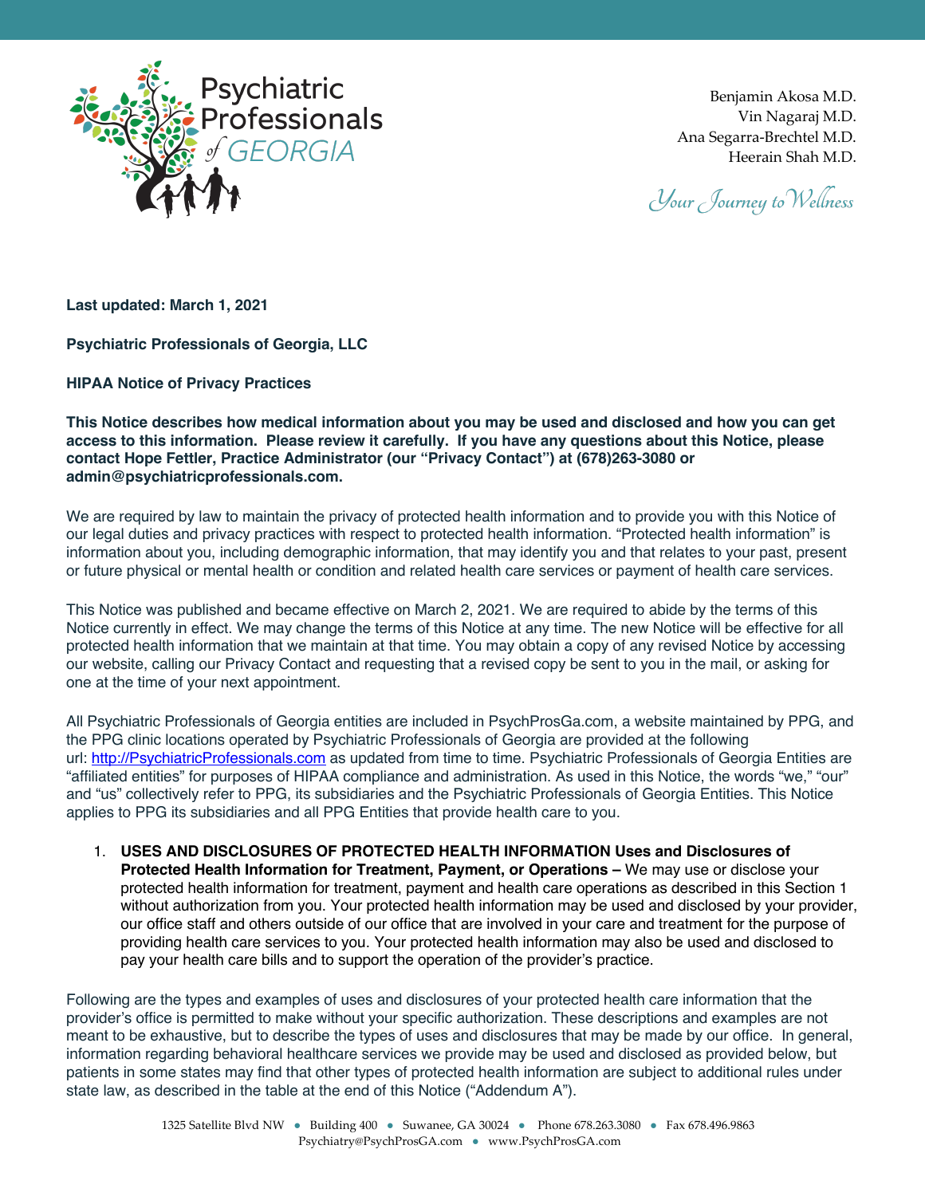Psychiatric Professionals of GEORGIA

Benjamin Akosa M.D.
Vin Nagaraj M.D.
Ana Segarra-Brechtel M.D.
Heerain Shah M.D.

*Your Journey to Wellness*

**Last updated: March 1, 2021**

**Psychiatric Professionals of Georgia, LLC**

**HIPAA Notice of Privacy Practices**

**This Notice describes how medical information about you may be used and disclosed and how you can get access to this information. Please review it carefully. If you have any questions about this Notice, please contact Hope Fettler, Practice Administrator (our "Privacy Contact") at (678)263-3080 or admin@psychiatricprofessionals.com.**

We are required by law to maintain the privacy of protected health information and to provide you with this Notice of our legal duties and privacy practices with respect to protected health information. "Protected health information" is information about you, including demographic information, that may identify you and that relates to your past, present or future physical or mental health or condition and related health care services or payment of health care services.

This Notice was published and became effective on March 2, 2021. We are required to abide by the terms of this Notice currently in effect. We may change the terms of this Notice at any time. The new Notice will be effective for all protected health information that we maintain at that time. You may obtain a copy of any revised Notice by accessing our website, calling our Privacy Contact and requesting that a revised copy be sent to you in the mail, or asking for one at the time of your next appointment.

All Psychiatric Professionals of Georgia entities are included in PsychProsGa.com, a website maintained by PPG, and the PPG clinic locations operated by Psychiatric Professionals of Georgia are provided at the following url: [http://PsychiatricProfessionals.com](http://PsychiatricProfessionals.com) as updated from time to time. Psychiatric Professionals of Georgia Entities are "affiliated entities" for purposes of HIPAA compliance and administration. As used in this Notice, the words "we," "our" and "us" collectively refer to PPG, its subsidiaries and the Psychiatric Professionals of Georgia Entities. This Notice applies to PPG its subsidiaries and all PPG Entities that provide health care to you.

1. **USES AND DISCLOSURES OF PROTECTED HEALTH INFORMATION Uses and Disclosures of Protected Health Information for Treatment, Payment, or Operations –** We may use or disclose your protected health information for treatment, payment and health care operations as described in this Section 1 without authorization from you. Your protected health information may be used and disclosed by your provider, our office staff and others outside of our office that are involved in your care and treatment for the purpose of providing health care services to you. Your protected health information may also be used and disclosed to pay your health care bills and to support the operation of the provider's practice.

Following are the types and examples of uses and disclosures of your protected health care information that the provider's office is permitted to make without your specific authorization. These descriptions and examples are not meant to be exhaustive, but to describe the types of uses and disclosures that may be made by our office. In general, information regarding behavioral healthcare services we provide may be used and disclosed as provided below, but patients in some states may find that other types of protected health information are subject to additional rules under state law, as described in the table at the end of this Notice ("Addendum A").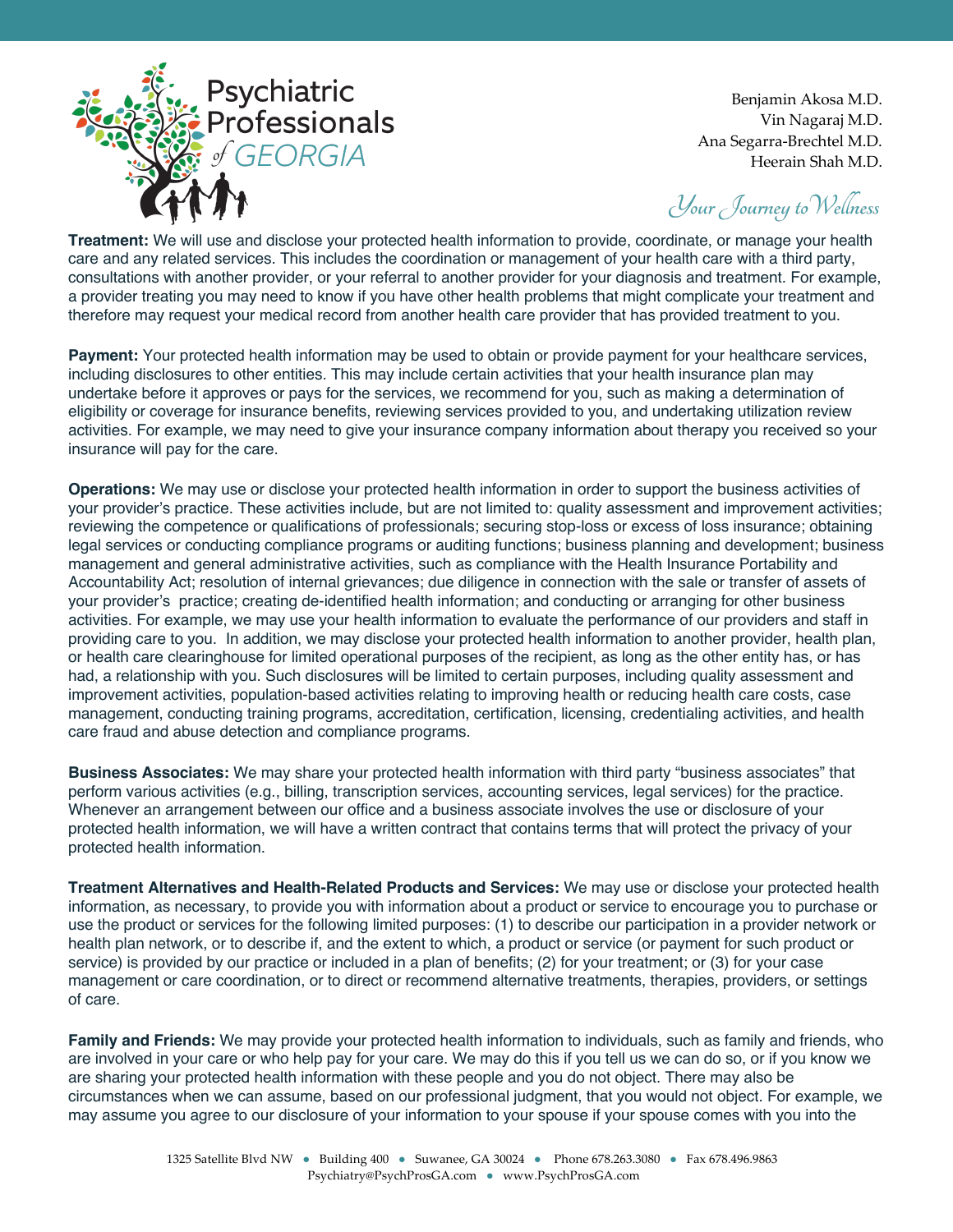**Treatment:** We will use and disclose your protected health information to provide, coordinate, or manage your health care and any related services. This includes the coordination or management of your health care with a third party, consultations with another provider, or your referral to another provider for your diagnosis and treatment. For example, a provider treating you may need to know if you have other health problems that might complicate your treatment and therefore may request your medical record from another health care provider that has provided treatment to you.

**Payment:** Your protected health information may be used to obtain or provide payment for your healthcare services, including disclosures to other entities. This may include certain activities that your health insurance plan may undertake before it approves or pays for the services, we recommend for you, such as making a determination of eligibility or coverage for insurance benefits, reviewing services provided to you, and undertaking utilization review activities. For example, we may need to give your insurance company information about therapy you received so your insurance will pay for the care.

**Operations:** We may use or disclose your protected health information in order to support the business activities of your provider's practice. These activities include, but are not limited to: quality assessment and improvement activities; reviewing the competence or qualifications of professionals; securing stop-loss or excess of loss insurance; obtaining legal services or conducting compliance programs or auditing functions; business planning and development; business management and general administrative activities, such as compliance with the Health Insurance Portability and Accountability Act; resolution of internal grievances; due diligence in connection with the sale or transfer of assets of your provider's practice; creating de-identified health information; and conducting or arranging for other business activities. For example, we may use your health information to evaluate the performance of our providers and staff in providing care to you. In addition, we may disclose your protected health information to another provider, health plan, or health care clearinghouse for limited operational purposes of the recipient, as long as the other entity has, or has had, a relationship with you. Such disclosures will be limited to certain purposes, including quality assessment and improvement activities, population-based activities relating to improving health or reducing health care costs, case management, conducting training programs, accreditation, certification, licensing, credentialing activities, and health care fraud and abuse detection and compliance programs.

**Business Associates:** We may share your protected health information with third party "business associates" that perform various activities (e.g., billing, transcription services, accounting services, legal services) for the practice. Whenever an arrangement between our office and a business associate involves the use or disclosure of your protected health information, we will have a written contract that contains terms that will protect the privacy of your protected health information.

**Treatment Alternatives and Health-Related Products and Services:** We may use or disclose your protected health information, as necessary, to provide you with information about a product or service to encourage you to purchase or use the product or services for the following limited purposes: (1) to describe our participation in a provider network or health plan network, or to describe if, and the extent to which, a product or service (or payment for such product or service) is provided by our practice or included in a plan of benefits; (2) for your treatment; or (3) for your case management or care coordination, or to direct or recommend alternative treatments, therapies, providers, or settings of care.

**Family and Friends:** We may provide your protected health information to individuals, such as family and friends, who are involved in your care or who help pay for your care. We may do this if you tell us we can do so, or if you know we are sharing your protected health information with these people and you do not object. There may also be circumstances when we can assume, based on our professional judgment, that you would not object. For example, we may assume you agree to our disclosure of your information to your spouse if your spouse comes with you into the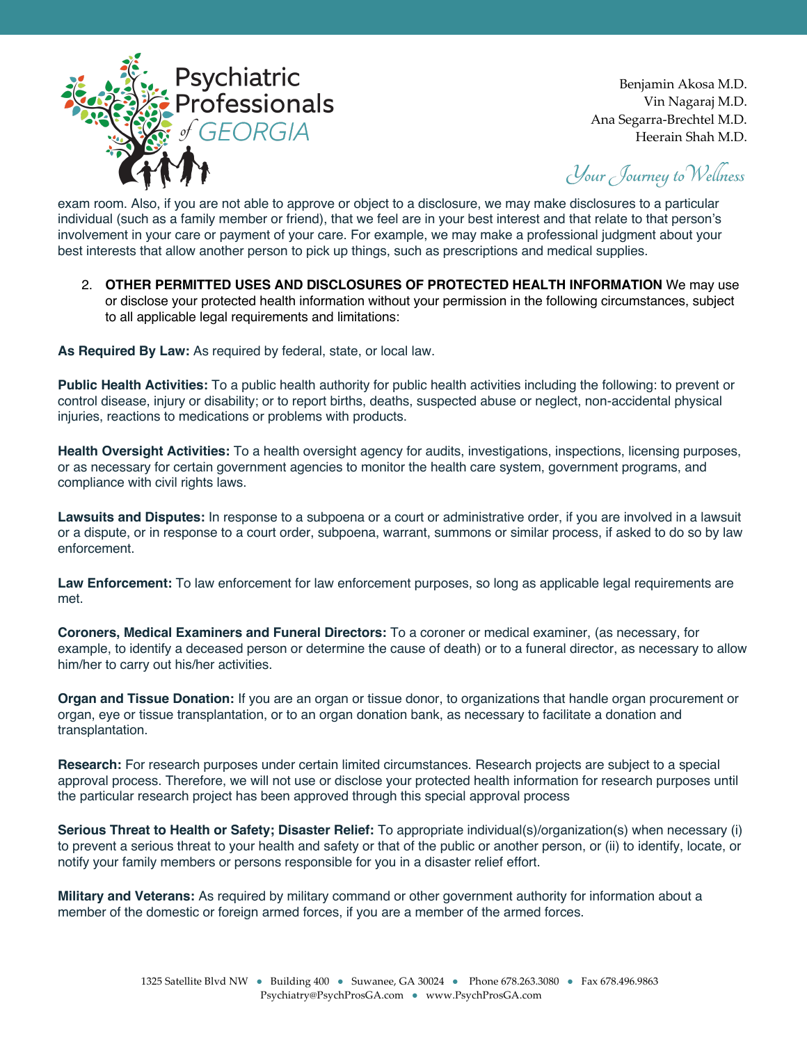exam room. Also, if you are not able to approve or object to a disclosure, we may make disclosures to a particular individual (such as a family member or friend), that we feel are in your best interest and that relate to that person's involvement in your care or payment of your care. For example, we may make a professional judgment about your best interests that allow another person to pick up things, such as prescriptions and medical supplies.

2. **OTHER PERMITTED USES AND DISCLOSURES OF PROTECTED HEALTH INFORMATION** We may use or disclose your protected health information without your permission in the following circumstances, subject to all applicable legal requirements and limitations:

**As Required By Law:** As required by federal, state, or local law.

**Public Health Activities:** To a public health authority for public health activities including the following: to prevent or control disease, injury or disability; or to report births, deaths, suspected abuse or neglect, non-accidental physical injuries, reactions to medications or problems with products.

**Health Oversight Activities:** To a health oversight agency for audits, investigations, inspections, licensing purposes, or as necessary for certain government agencies to monitor the health care system, government programs, and compliance with civil rights laws.

**Lawsuits and Disputes:** In response to a subpoena or a court or administrative order, if you are involved in a lawsuit or a dispute, or in response to a court order, subpoena, warrant, summons or similar process, if asked to do so by law enforcement.

**Law Enforcement:** To law enforcement for law enforcement purposes, so long as applicable legal requirements are met.

**Coroners, Medical Examiners and Funeral Directors:** To a coroner or medical examiner, (as necessary, for example, to identify a deceased person or determine the cause of death) or to a funeral director, as necessary to allow him/her to carry out his/her activities.

**Organ and Tissue Donation:** If you are an organ or tissue donor, to organizations that handle organ procurement or organ, eye or tissue transplantation, or to an organ donation bank, as necessary to facilitate a donation and transplantation.

**Research:** For research purposes under certain limited circumstances. Research projects are subject to a special approval process. Therefore, we will not use or disclose your protected health information for research purposes until the particular research project has been approved through this special approval process

**Serious Threat to Health or Safety; Disaster Relief:** To appropriate individual(s)/organization(s) when necessary (i) to prevent a serious threat to your health and safety or that of the public or another person, or (ii) to identify, locate, or notify your family members or persons responsible for you in a disaster relief effort.

**Military and Veterans:** As required by military command or other government authority for information about a member of the domestic or foreign armed forces, if you are a member of the armed forces.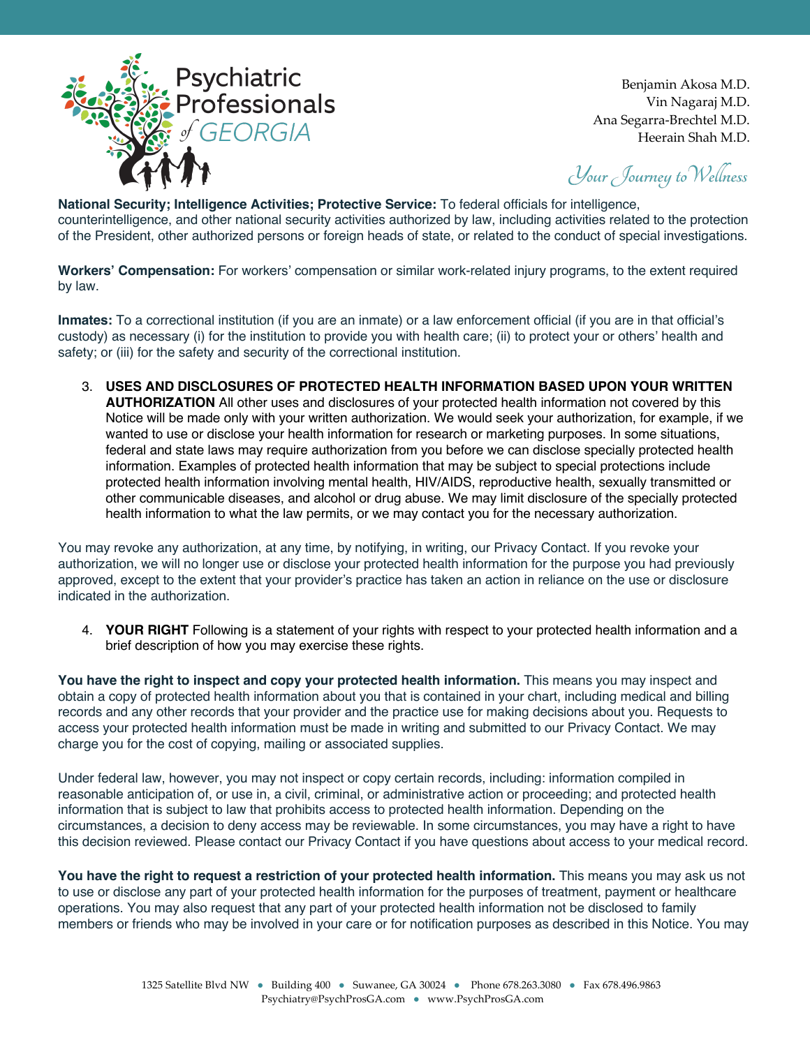**National Security; Intelligence Activities; Protective Service:** To federal officials for intelligence, counterintelligence, and other national security activities authorized by law, including activities related to the protection of the President, other authorized persons or foreign heads of state, or related to the conduct of special investigations.

**Workers' Compensation:** For workers' compensation or similar work-related injury programs, to the extent required by law.

**Inmates:** To a correctional institution (if you are an inmate) or a law enforcement official (if you are in that official's custody) as necessary (i) for the institution to provide you with health care; (ii) to protect your or others' health and safety; or (iii) for the safety and security of the correctional institution.

3. **USES AND DISCLOSURES OF PROTECTED HEALTH INFORMATION BASED UPON YOUR WRITTEN AUTHORIZATION** All other uses and disclosures of your protected health information not covered by this Notice will be made only with your written authorization. We would seek your authorization, for example, if we wanted to use or disclose your health information for research or marketing purposes. In some situations, federal and state laws may require authorization from you before we can disclose specially protected health information. Examples of protected health information that may be subject to special protections include protected health information involving mental health, HIV/AIDS, reproductive health, sexually transmitted or other communicable diseases, and alcohol or drug abuse. We may limit disclosure of the specially protected health information to what the law permits, or we may contact you for the necessary authorization.

You may revoke any authorization, at any time, by notifying, in writing, our Privacy Contact. If you revoke your authorization, we will no longer use or disclose your protected health information for the purpose you had previously approved, except to the extent that your provider's practice has taken an action in reliance on the use or disclosure indicated in the authorization.

4. **YOUR RIGHT** Following is a statement of your rights with respect to your protected health information and a brief description of how you may exercise these rights.

**You have the right to inspect and copy your protected health information.** This means you may inspect and obtain a copy of protected health information about you that is contained in your chart, including medical and billing records and any other records that your provider and the practice use for making decisions about you. Requests to access your protected health information must be made in writing and submitted to our Privacy Contact. We may charge you for the cost of copying, mailing or associated supplies.

Under federal law, however, you may not inspect or copy certain records, including: information compiled in reasonable anticipation of, or use in, a civil, criminal, or administrative action or proceeding; and protected health information that is subject to law that prohibits access to protected health information. Depending on the circumstances, a decision to deny access may be reviewable. In some circumstances, you may have a right to have this decision reviewed. Please contact our Privacy Contact if you have questions about access to your medical record.

**You have the right to request a restriction of your protected health information.** This means you may ask us not to use or disclose any part of your protected health information for the purposes of treatment, payment or healthcare operations. You may also request that any part of your protected health information not be disclosed to family members or friends who may be involved in your care or for notification purposes as described in this Notice. You may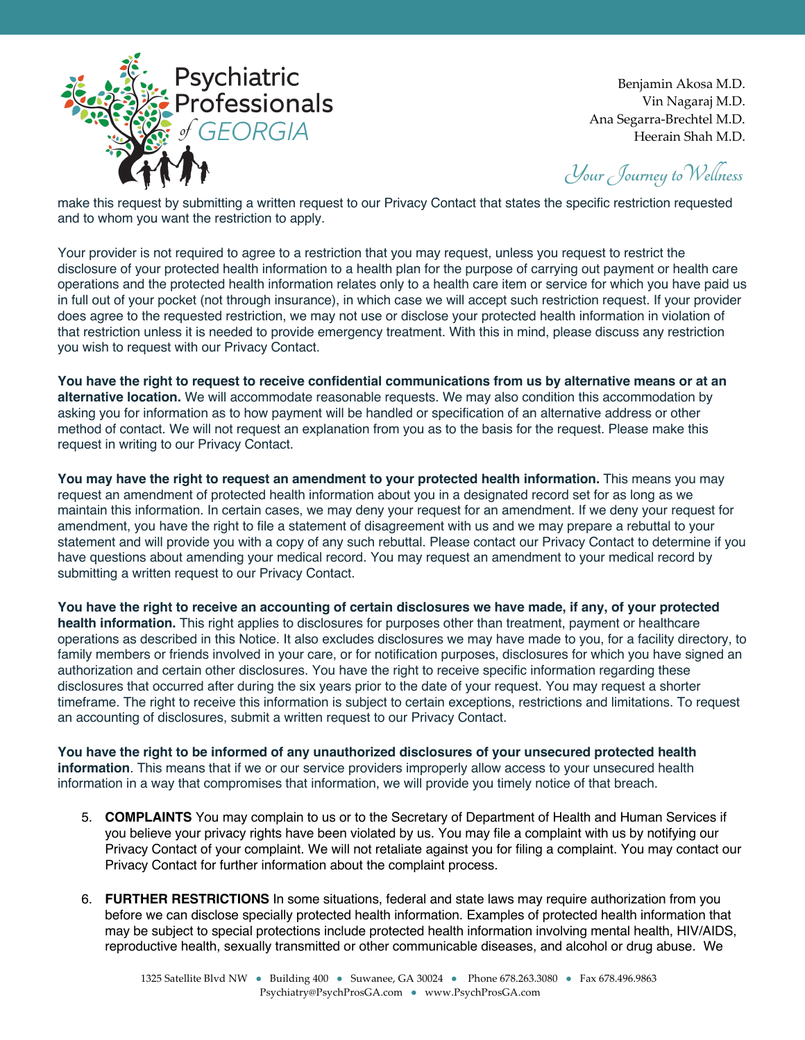make this request by submitting a written request to our Privacy Contact that states the specific restriction requested and to whom you want the restriction to apply.

Your provider is not required to agree to a restriction that you may request, unless you request to restrict the disclosure of your protected health information to a health plan for the purpose of carrying out payment or health care operations and the protected health information relates only to a health care item or service for which you have paid us in full out of your pocket (not through insurance), in which case we will accept such restriction request. If your provider does agree to the requested restriction, we may not use or disclose your protected health information in violation of that restriction unless it is needed to provide emergency treatment. With this in mind, please discuss any restriction you wish to request with our Privacy Contact.

**You have the right to request to receive confidential communications from us by alternative means or at an alternative location.** We will accommodate reasonable requests. We may also condition this accommodation by asking you for information as to how payment will be handled or specification of an alternative address or other method of contact. We will not request an explanation from you as to the basis for the request. Please make this request in writing to our Privacy Contact.

**You may have the right to request an amendment to your protected health information.** This means you may request an amendment of protected health information about you in a designated record set for as long as we maintain this information. In certain cases, we may deny your request for an amendment. If we deny your request for amendment, you have the right to file a statement of disagreement with us and we may prepare a rebuttal to your statement and will provide you with a copy of any such rebuttal. Please contact our Privacy Contact to determine if you have questions about amending your medical record. You may request an amendment to your medical record by submitting a written request to our Privacy Contact.

**You have the right to receive an accounting of certain disclosures we have made, if any, of your protected health information.** This right applies to disclosures for purposes other than treatment, payment or healthcare operations as described in this Notice. It also excludes disclosures we may have made to you, for a facility directory, to family members or friends involved in your care, or for notification purposes, disclosures for which you have signed an authorization and certain other disclosures. You have the right to receive specific information regarding these disclosures that occurred after during the six years prior to the date of your request. You may request a shorter timeframe. The right to receive this information is subject to certain exceptions, restrictions and limitations. To request an accounting of disclosures, submit a written request to our Privacy Contact.

**You have the right to be informed of any unauthorized disclosures of your unsecured protected health information**. This means that if we or our service providers improperly allow access to your unsecured health information in a way that compromises that information, we will provide you timely notice of that breach.

5. **COMPLAINTS** You may complain to us or to the Secretary of Department of Health and Human Services if you believe your privacy rights have been violated by us. You may file a complaint with us by notifying our Privacy Contact of your complaint. We will not retaliate against you for filing a complaint. You may contact our Privacy Contact for further information about the complaint process.

6. **FURTHER RESTRICTIONS** In some situations, federal and state laws may require authorization from you before we can disclose specially protected health information. Examples of protected health information that may be subject to special protections include protected health information involving mental health, HIV/AIDS, reproductive health, sexually transmitted or other communicable diseases, and alcohol or drug abuse. We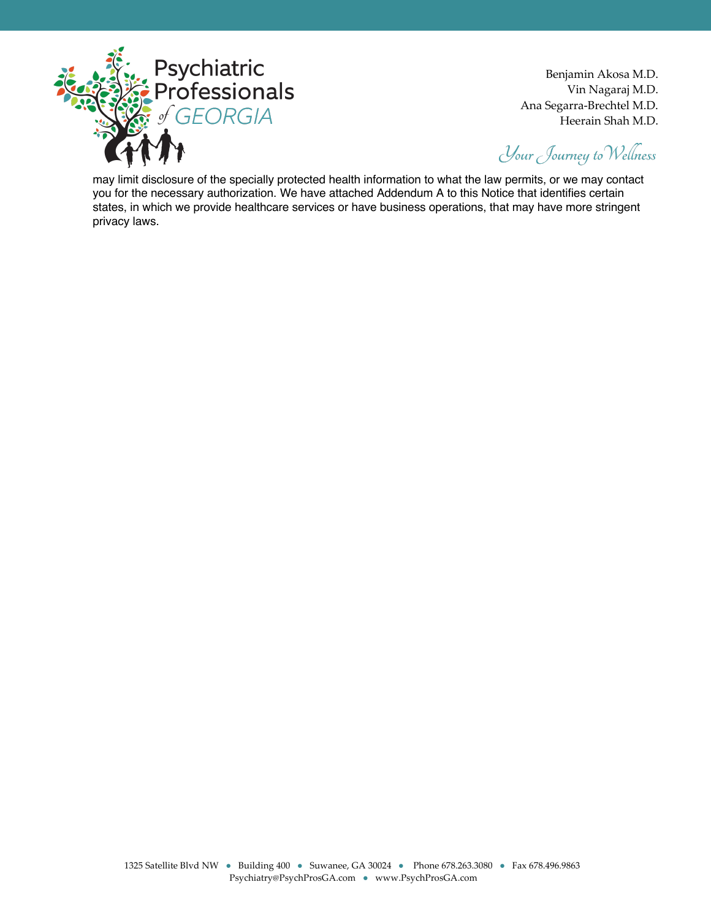may limit disclosure of the specially protected health information to what the law permits, or we may contact you for the necessary authorization. We have attached Addendum A to this Notice that identifies certain states, in which we provide healthcare services or have business operations, that may have more stringent privacy laws.